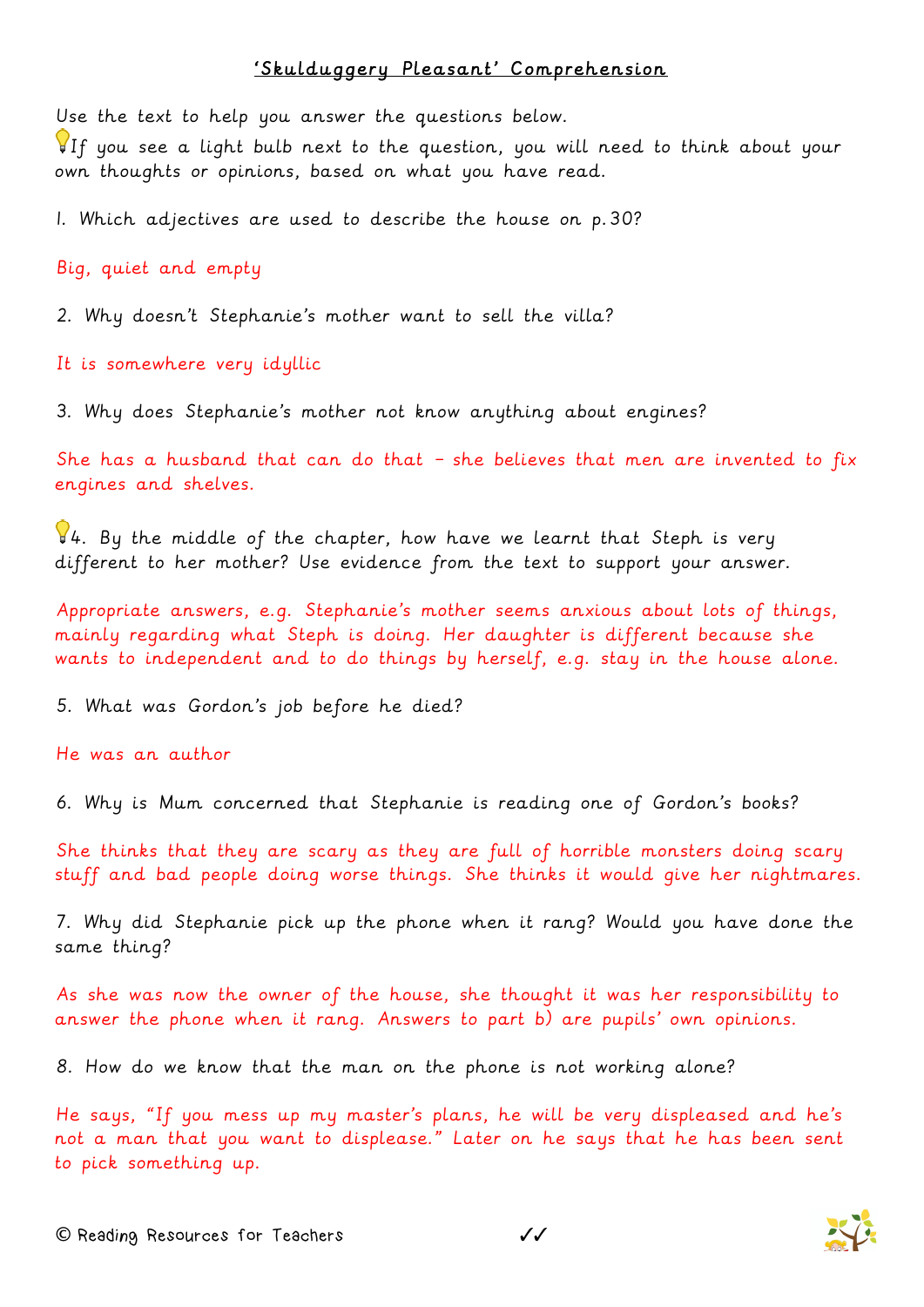# 'Skulduggery Pleasant' Comprehension

Use the text to help you answer the questions below.

💡If you see a light bulb next to the question, you will need to think about your own thoughts or opinions, based on what you have read.

1. Which adjectives are used to describe the house on p.30?

Big, quiet and empty

2. Why doesn't Stephanie's mother want to sell the villa?

It is somewhere very idyllic

3. Why does Stephanie's mother not know anything about engines?

She has a husband that can do that – she believes that men are invented to fix engines and shelves.

💡4. By the middle of the chapter, how have we learnt that Steph is very different to her mother? Use evidence from the text to support your answer.

Appropriate answers, e.g. Stephanie's mother seems anxious about lots of things, mainly regarding what Steph is doing. Her daughter is different because she wants to independent and to do things by herself, e.g. stay in the house alone.

5. What was Gordon's job before he died?

He was an author

6. Why is Mum concerned that Stephanie is reading one of Gordon's books?

She thinks that they are scary as they are full of horrible monsters doing scary stuff and bad people doing worse things. She thinks it would give her nightmares.

7. Why did Stephanie pick up the phone when it rang? Would you have done the same thing?

As she was now the owner of the house, she thought it was her responsibility to answer the phone when it rang. Answers to part b) are pupils' own opinions.

8. How do we know that the man on the phone is not working alone?

He says, "If you mess up my master's plans, he will be very displeased and he's not a man that you want to displease." Later on he says that he has been sent to pick something up.

© Reading Resources for Teachers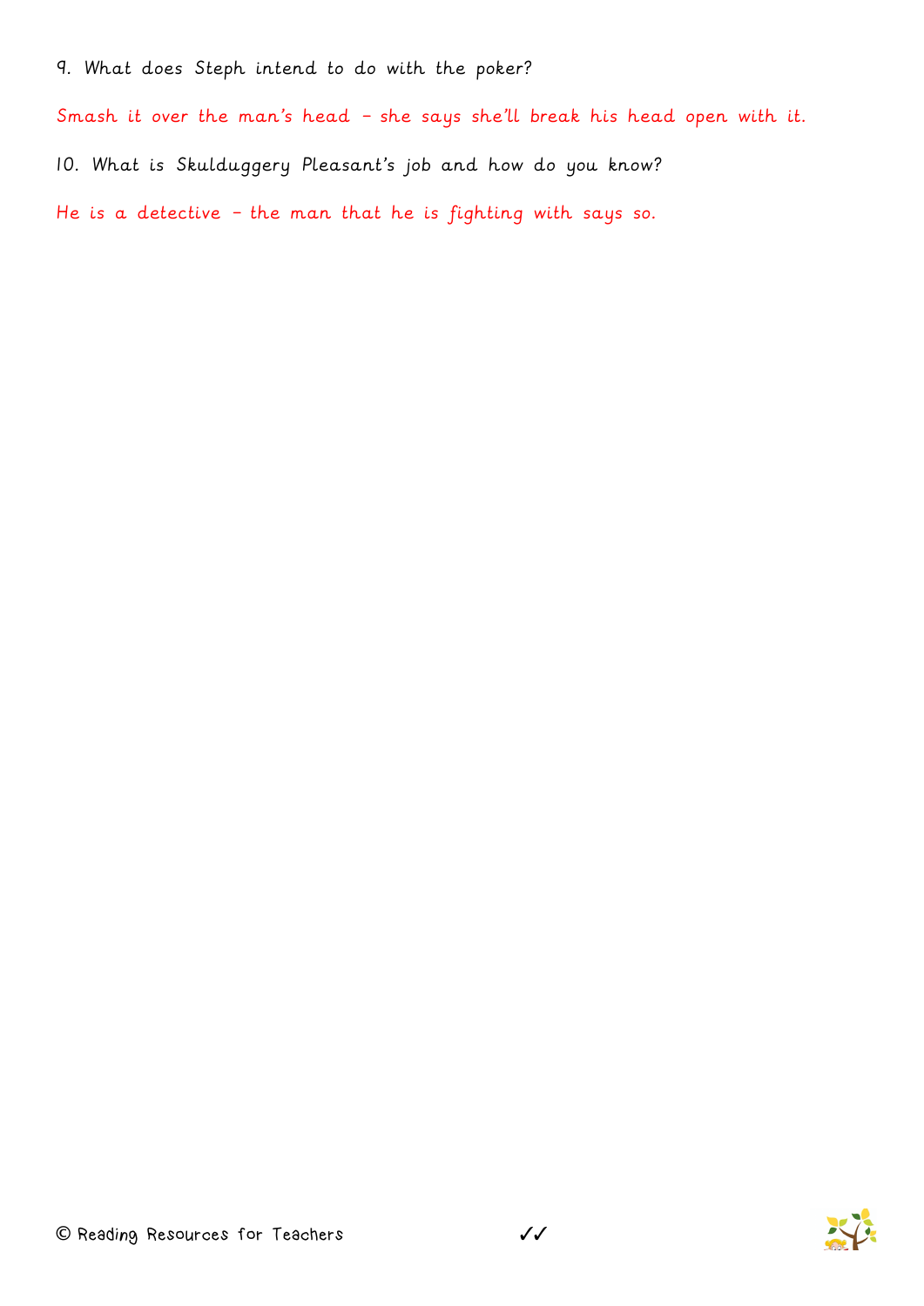9. What does Steph intend to do with the poker?

Smash it over the man's head – she says she'll break his head open with it.

10. What is Skulduggery Pleasant's job and how do you know?

He is a detective – the man that he is fighting with says so.